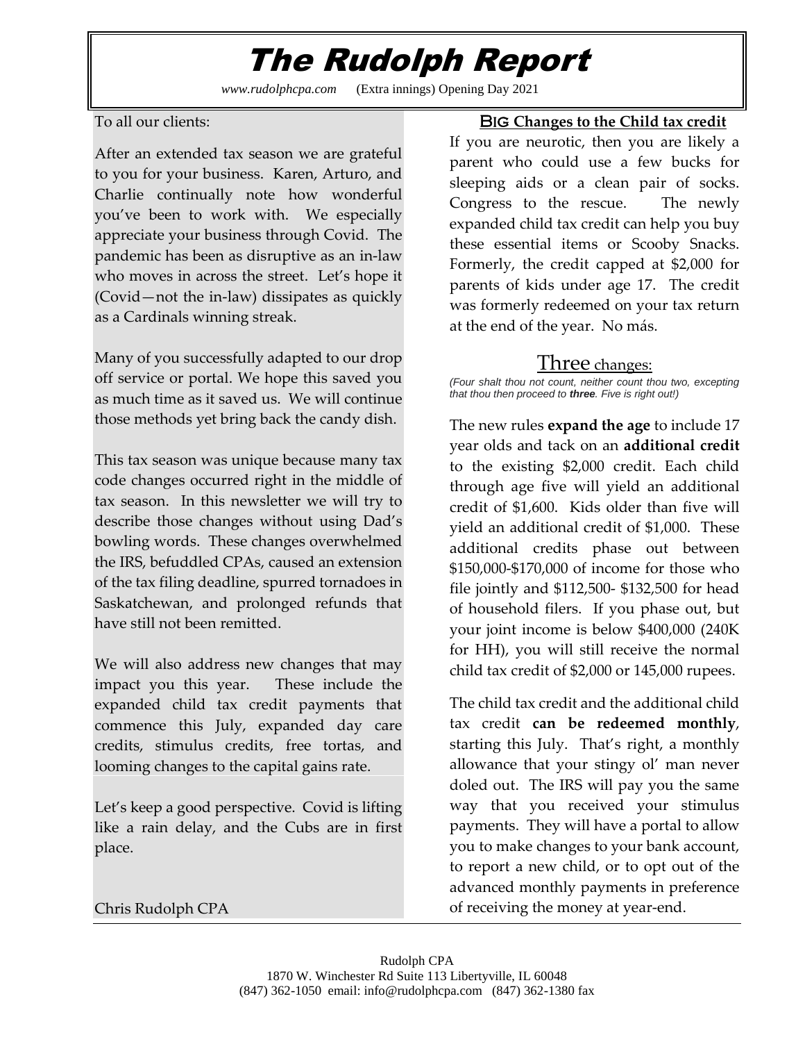# The Rudolph Report

*www.rudolphcpa.com* (Extra innings) Opening Day 2021

To all our clients:

After an extended tax season we are grateful to you for your business. Karen, Arturo, and Charlie continually note how wonderful you've been to work with. We especially appreciate your business through Covid. The pandemic has been as disruptive as an in-law who moves in across the street. Let's hope it (Covid—not the in-law) dissipates as quickly as a Cardinals winning streak.

Many of you successfully adapted to our drop off service or portal. We hope this saved you as much time as it saved us. We will continue those methods yet bring back the candy dish.

This tax season was unique because many tax code changes occurred right in the middle of tax season. In this newsletter we will try to describe those changes without using Dad's bowling words. These changes overwhelmed the IRS, befuddled CPAs, caused an extension of the tax filing deadline, spurred tornadoes in Saskatchewan, and prolonged refunds that have still not been remitted.

We will also address new changes that may impact you this year. These include the expanded child tax credit payments that commence this July, expanded day care credits, stimulus credits, free tortas, and looming changes to the capital gains rate.

Let's keep a good perspective. Covid is lifting like a rain delay, and the Cubs are in first place.

Chris Rudolph CPA

## BIG Changes to the Child tax credit

If you are neurotic, then you are likely a parent who could use a few bucks for sleeping aids or a clean pair of socks. Congress to the rescue. The newly expanded child tax credit can help you buy these essential items or Scooby Snacks. Formerly, the credit capped at $2,000 for parents of kids under age 17. The credit was formerly redeemed on your tax return at the end of the year. No más.

### Three changes:

*(Four shalt thou not count, neither count thou two, excepting that thou then proceed to **three**. Five is right out!)*

The new rules **expand the age** to include 17 year olds and tack on an **additional credit** to the existing $2,000 credit. Each child through age five will yield an additional credit of $1,600. Kids older than five will yield an additional credit of $1,000. These additional credits phase out between $150,000-$170,000 of income for those who file jointly and $112,500- $132,500 for head of household filers. If you phase out, but your joint income is below $400,000 (240K for HH), you will still receive the normal child tax credit of $2,000 or 145,000 rupees.

The child tax credit and the additional child tax credit **can be redeemed monthly**, starting this July. That's right, a monthly allowance that your stingy ol' man never doled out. The IRS will pay you the same way that you received your stimulus payments. They will have a portal to allow you to make changes to your bank account, to report a new child, or to opt out of the advanced monthly payments in preference of receiving the money at year-end.

Rudolph CPA
1870 W. Winchester Rd Suite 113 Libertyville, IL 60048
(847) 362-1050 email: info@rudolphcpa.com (847) 362-1380 fax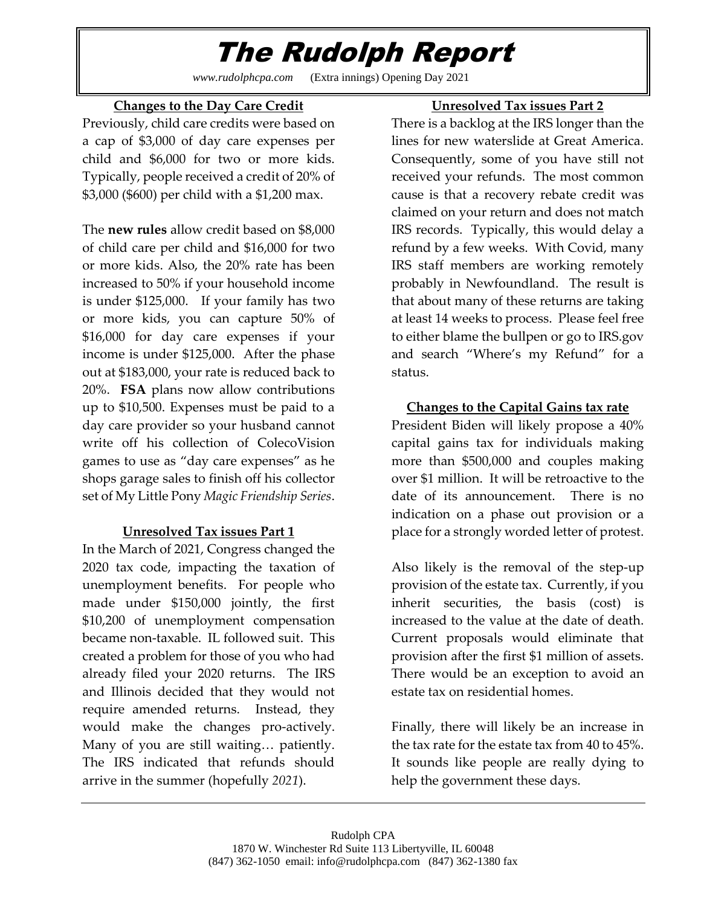# The Rudolph Report

*www.rudolphcpa.com* (Extra innings) Opening Day 2021

## Changes to the Day Care Credit

Previously, child care credits were based on a cap of $3,000 of day care expenses per child and $6,000 for two or more kids. Typically, people received a credit of 20% of $3,000 ($600) per child with a $1,200 max.

The **new rules** allow credit based on $8,000 of child care per child and $16,000 for two or more kids. Also, the 20% rate has been increased to 50% if your household income is under $125,000. If your family has two or more kids, you can capture 50% of $16,000 for day care expenses if your income is under $125,000. After the phase out at $183,000, your rate is reduced back to 20%. **FSA** plans now allow contributions up to $10,500. Expenses must be paid to a day care provider so your husband cannot write off his collection of ColecoVision games to use as "day care expenses" as he shops garage sales to finish off his collector set of My Little Pony *Magic Friendship Series*.

## Unresolved Tax issues Part 1

In the March of 2021, Congress changed the 2020 tax code, impacting the taxation of unemployment benefits. For people who made under $150,000 jointly, the first $10,200 of unemployment compensation became non-taxable. IL followed suit. This created a problem for those of you who had already filed your 2020 returns. The IRS and Illinois decided that they would not require amended returns. Instead, they would make the changes pro-actively. Many of you are still waiting… patiently. The IRS indicated that refunds should arrive in the summer (hopefully *2021*).

## Unresolved Tax issues Part 2

There is a backlog at the IRS longer than the lines for new waterslide at Great America. Consequently, some of you have still not received your refunds. The most common cause is that a recovery rebate credit was claimed on your return and does not match IRS records. Typically, this would delay a refund by a few weeks. With Covid, many IRS staff members are working remotely probably in Newfoundland. The result is that about many of these returns are taking at least 14 weeks to process. Please feel free to either blame the bullpen or go to IRS.gov and search "Where's my Refund" for a status.

## Changes to the Capital Gains tax rate

President Biden will likely propose a 40% capital gains tax for individuals making more than $500,000 and couples making over $1 million. It will be retroactive to the date of its announcement. There is no indication on a phase out provision or a place for a strongly worded letter of protest.

Also likely is the removal of the step-up provision of the estate tax. Currently, if you inherit securities, the basis (cost) is increased to the value at the date of death. Current proposals would eliminate that provision after the first $1 million of assets. There would be an exception to avoid an estate tax on residential homes.

Finally, there will likely be an increase in the tax rate for the estate tax from 40 to 45%. It sounds like people are really dying to help the government these days.

---

Rudolph CPA
1870 W. Winchester Rd Suite 113 Libertyville, IL 60048
(847) 362-1050 email: info@rudolphcpa.com (847) 362-1380 fax